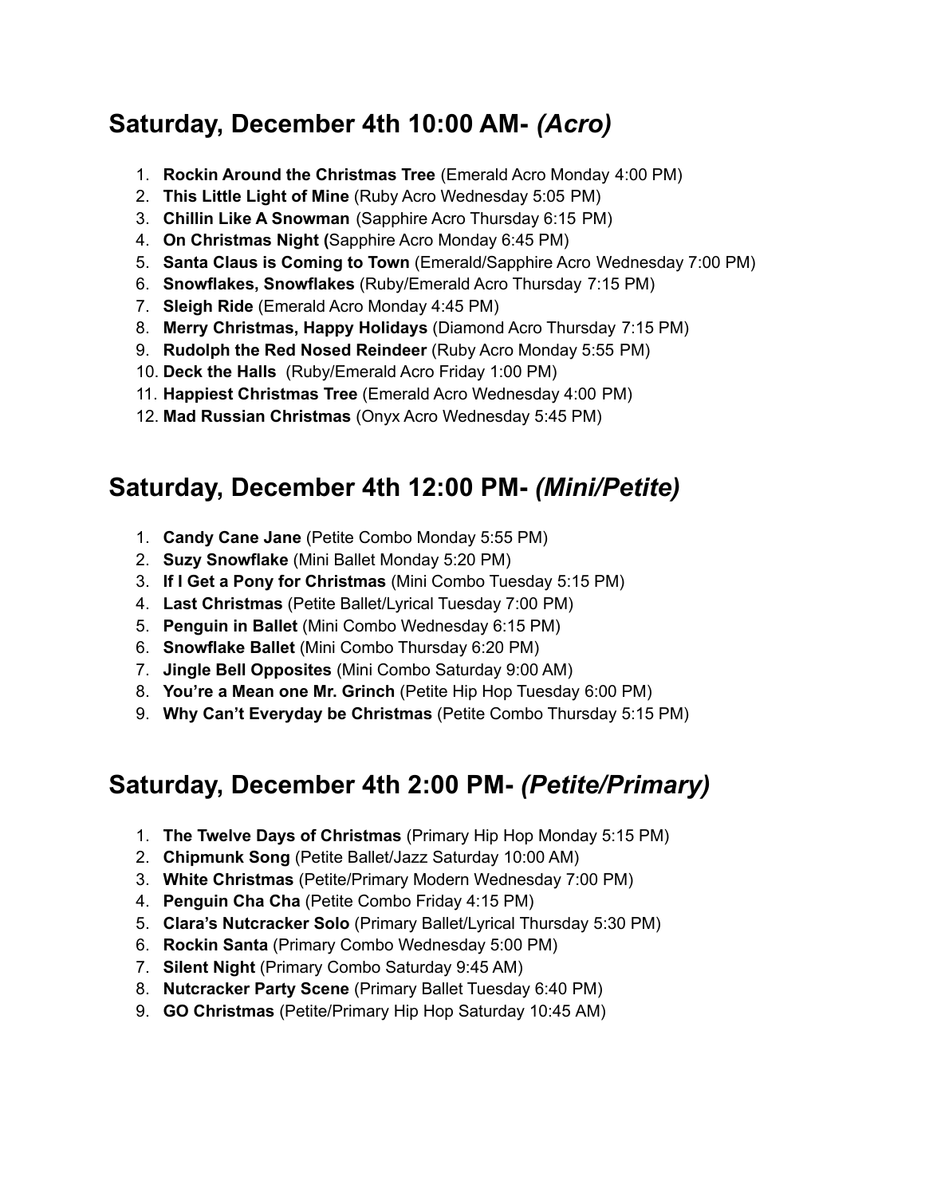## Saturday, December 4th 10:00 AM- *(Acro)*

1. **Rockin Around the Christmas Tree** (Emerald Acro Monday 4:00 PM)
2. **This Little Light of Mine** (Ruby Acro Wednesday 5:05 PM)
3. **Chillin Like A Snowman** (Sapphire Acro Thursday 6:15 PM)
4. **On Christmas Night (**Sapphire Acro Monday 6:45 PM)
5. **Santa Claus is Coming to Town** (Emerald/Sapphire Acro Wednesday 7:00 PM)
6. **Snowflakes, Snowflakes** (Ruby/Emerald Acro Thursday 7:15 PM)
7. **Sleigh Ride** (Emerald Acro Monday 4:45 PM)
8. **Merry Christmas, Happy Holidays** (Diamond Acro Thursday 7:15 PM)
9. **Rudolph the Red Nosed Reindeer** (Ruby Acro Monday 5:55 PM)
10. **Deck the Halls** (Ruby/Emerald Acro Friday 1:00 PM)
11. **Happiest Christmas Tree** (Emerald Acro Wednesday 4:00 PM)
12. **Mad Russian Christmas** (Onyx Acro Wednesday 5:45 PM)

## Saturday, December 4th 12:00 PM- *(Mini/Petite)*

1. **Candy Cane Jane** (Petite Combo Monday 5:55 PM)
2. **Suzy Snowflake** (Mini Ballet Monday 5:20 PM)
3. **If I Get a Pony for Christmas** (Mini Combo Tuesday 5:15 PM)
4. **Last Christmas** (Petite Ballet/Lyrical Tuesday 7:00 PM)
5. **Penguin in Ballet** (Mini Combo Wednesday 6:15 PM)
6. **Snowflake Ballet** (Mini Combo Thursday 6:20 PM)
7. **Jingle Bell Opposites** (Mini Combo Saturday 9:00 AM)
8. **You're a Mean one Mr. Grinch** (Petite Hip Hop Tuesday 6:00 PM)
9. **Why Can't Everyday be Christmas** (Petite Combo Thursday 5:15 PM)

## Saturday, December 4th 2:00 PM- *(Petite/Primary)*

1. **The Twelve Days of Christmas** (Primary Hip Hop Monday 5:15 PM)
2. **Chipmunk Song** (Petite Ballet/Jazz Saturday 10:00 AM)
3. **White Christmas** (Petite/Primary Modern Wednesday 7:00 PM)
4. **Penguin Cha Cha** (Petite Combo Friday 4:15 PM)
5. **Clara's Nutcracker Solo** (Primary Ballet/Lyrical Thursday 5:30 PM)
6. **Rockin Santa** (Primary Combo Wednesday 5:00 PM)
7. **Silent Night** (Primary Combo Saturday 9:45 AM)
8. **Nutcracker Party Scene** (Primary Ballet Tuesday 6:40 PM)
9. **GO Christmas** (Petite/Primary Hip Hop Saturday 10:45 AM)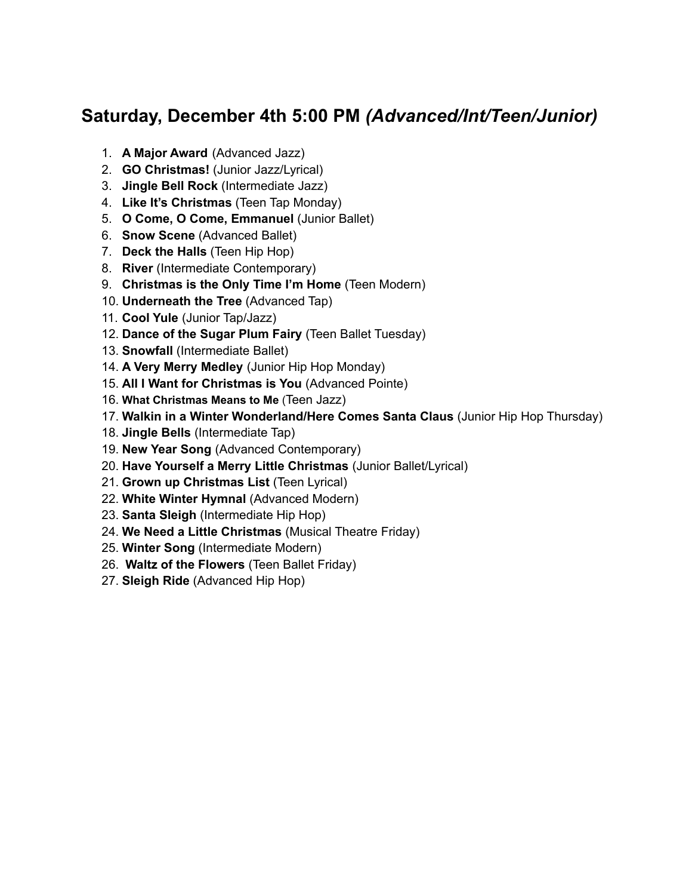## Saturday, December 4th 5:00 PM *(Advanced/Int/Teen/Junior)*

1. **A Major Award** (Advanced Jazz)
2. **GO Christmas!** (Junior Jazz/Lyrical)
3. **Jingle Bell Rock** (Intermediate Jazz)
4. **Like It's Christmas** (Teen Tap Monday)
5. **O Come, O Come, Emmanuel** (Junior Ballet)
6. **Snow Scene** (Advanced Ballet)
7. **Deck the Halls** (Teen Hip Hop)
8. **River** (Intermediate Contemporary)
9. **Christmas is the Only Time I'm Home** (Teen Modern)
10. **Underneath the Tree** (Advanced Tap)
11. **Cool Yule** (Junior Tap/Jazz)
12. **Dance of the Sugar Plum Fairy** (Teen Ballet Tuesday)
13. **Snowfall** (Intermediate Ballet)
14. **A Very Merry Medley** (Junior Hip Hop Monday)
15. **All I Want for Christmas is You** (Advanced Pointe)
16. **What Christmas Means to Me** (Teen Jazz)
17. **Walkin in a Winter Wonderland/Here Comes Santa Claus** (Junior Hip Hop Thursday)
18. **Jingle Bells** (Intermediate Tap)
19. **New Year Song** (Advanced Contemporary)
20. **Have Yourself a Merry Little Christmas** (Junior Ballet/Lyrical)
21. **Grown up Christmas List** (Teen Lyrical)
22. **White Winter Hymnal** (Advanced Modern)
23. **Santa Sleigh** (Intermediate Hip Hop)
24. **We Need a Little Christmas** (Musical Theatre Friday)
25. **Winter Song** (Intermediate Modern)
26. **Waltz of the Flowers** (Teen Ballet Friday)
27. **Sleigh Ride** (Advanced Hip Hop)